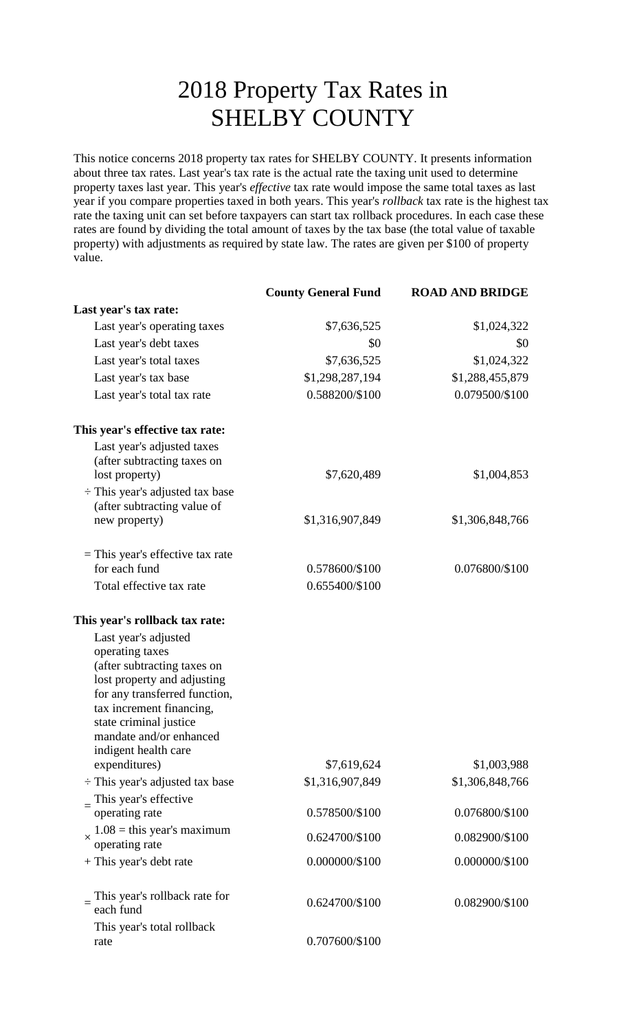# 2018 Property Tax Rates in SHELBY COUNTY

This notice concerns 2018 property tax rates for SHELBY COUNTY. It presents information about three tax rates. Last year's tax rate is the actual rate the taxing unit used to determine property taxes last year. This year's *effective* tax rate would impose the same total taxes as last year if you compare properties taxed in both years. This year's *rollback* tax rate is the highest tax rate the taxing unit can set before taxpayers can start tax rollback procedures. In each case these rates are found by dividing the total amount of taxes by the tax base (the total value of taxable property) with adjustments as required by state law. The rates are given per $100 of property value.

| | County General Fund | ROAD AND BRIDGE |
|---|---|---|
| **Last year's tax rate:** | | |
| Last year's operating taxes | $7,636,525 | $1,024,322 |
| Last year's debt taxes | $0 | $0 |
| Last year's total taxes | $7,636,525 | $1,024,322 |
| Last year's tax base | $1,298,287,194 | $1,288,455,879 |
| Last year's total tax rate | 0.588200/$100 | 0.079500/$100 |
| **This year's effective tax rate:** | | |
| Last year's adjusted taxes (after subtracting taxes on lost property) | $7,620,489 | $1,004,853 |
| ÷ This year's adjusted tax base (after subtracting value of new property) | $1,316,907,849 | $1,306,848,766 |
| = This year's effective tax rate for each fund | 0.578600/$100 | 0.076800/$100 |
| Total effective tax rate | 0.655400/$100 | |
| **This year's rollback tax rate:** | | |
| Last year's adjusted operating taxes (after subtracting taxes on lost property and adjusting for any transferred function, tax increment financing, state criminal justice mandate and/or enhanced indigent health care expenditures) | $7,619,624 | $1,003,988 |
| ÷ This year's adjusted tax base | $1,316,907,849 | $1,306,848,766 |
| = This year's effective operating rate | 0.578500/$100 | 0.076800/$100 |
| × 1.08 = this year's maximum operating rate | 0.624700/$100 | 0.082900/$100 |
| + This year's debt rate | 0.000000/$100 | 0.000000/$100 |
| = This year's rollback rate for each fund | 0.624700/$100 | 0.082900/$100 |
| This year's total rollback rate | 0.707600/$100 | |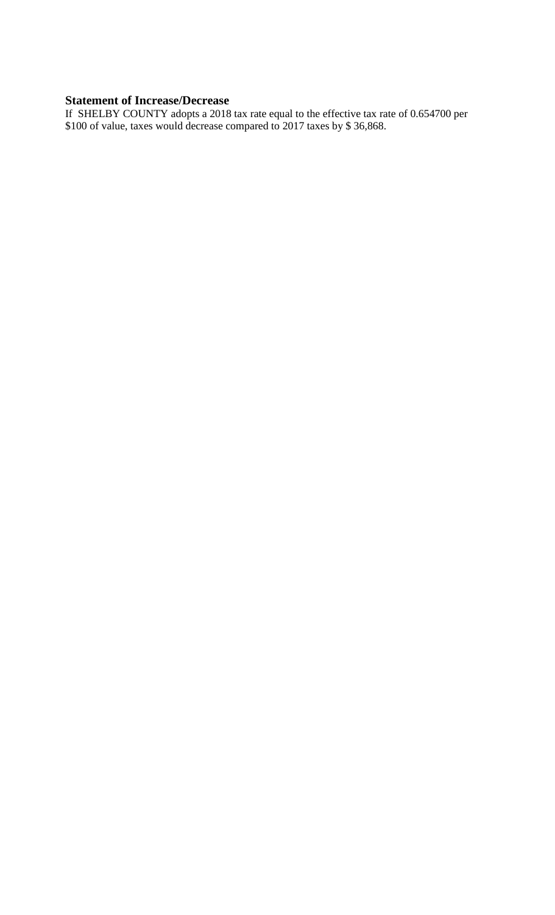**Statement of Increase/Decrease**

If SHELBY COUNTY adopts a 2018 tax rate equal to the effective tax rate of 0.654700 per $100 of value, taxes would decrease compared to 2017 taxes by $ 36,868.